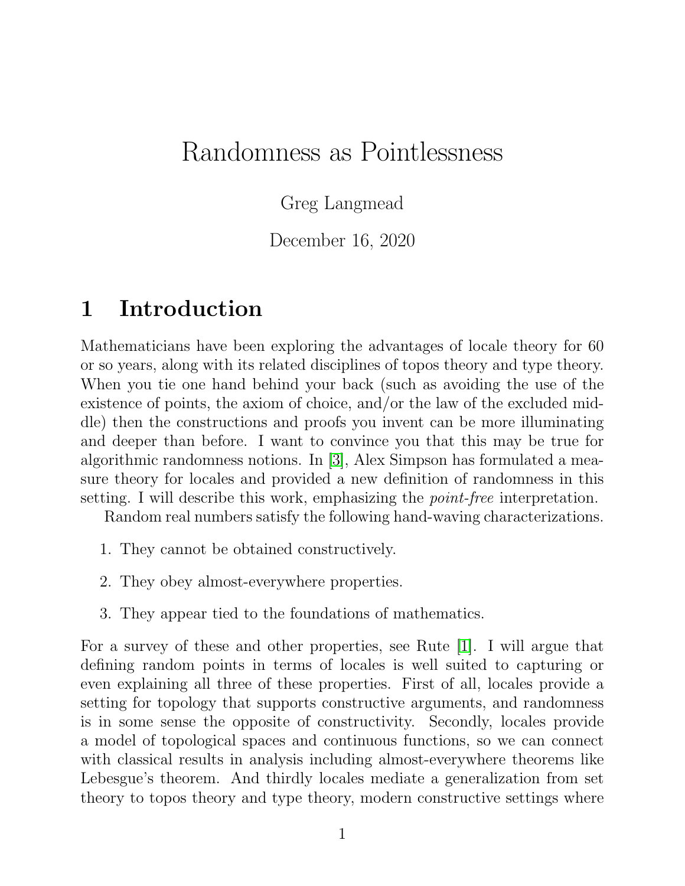# Randomness as Pointlessness

Greg Langmead

December 16, 2020

## 1 Introduction

Mathematicians have been exploring the advantages of locale theory for 60 or so years, along with its related disciplines of topos theory and type theory. When you tie one hand behind your back (such as avoiding the use of the existence of points, the axiom of choice, and/or the law of the excluded middle) then the constructions and proofs you invent can be more illuminating and deeper than before. I want to convince you that this may be true for algorithmic randomness notions. In [3], Alex Simpson has formulated a measure theory for locales and provided a new definition of randomness in this setting. I will describe this work, emphasizing the *point-free* interpretation.

Random real numbers satisfy the following hand-waving characterizations.

1. They cannot be obtained constructively.
2. They obey almost-everywhere properties.
3. They appear tied to the foundations of mathematics.

For a survey of these and other properties, see Rute [1]. I will argue that defining random points in terms of locales is well suited to capturing or even explaining all three of these properties. First of all, locales provide a setting for topology that supports constructive arguments, and randomness is in some sense the opposite of constructivity. Secondly, locales provide a model of topological spaces and continuous functions, so we can connect with classical results in analysis including almost-everywhere theorems like Lebesgue's theorem. And thirdly locales mediate a generalization from set theory to topos theory and type theory, modern constructive settings where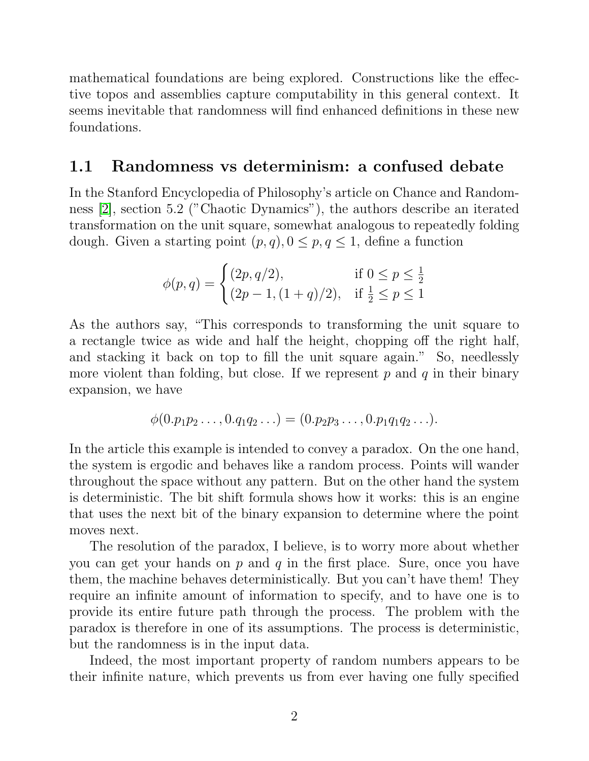mathematical foundations are being explored. Constructions like the effective topos and assemblies capture computability in this general context. It seems inevitable that randomness will find enhanced definitions in these new foundations.

## 1.1 Randomness vs determinism: a confused debate

In the Stanford Encyclopedia of Philosophy's article on Chance and Randomness [2], section 5.2 ("Chaotic Dynamics"), the authors describe an iterated transformation on the unit square, somewhat analogous to repeatedly folding dough. Given a starting point $(p, q), 0 \le p, q \le 1$, define a function

$$\phi(p,q) = \begin{cases} (2p, q/2), & \text{if } 0 \le p \le \frac{1}{2} \\ (2p-1, (1+q)/2), & \text{if } \frac{1}{2} \le p \le 1 \end{cases}$$

As the authors say, "This corresponds to transforming the unit square to a rectangle twice as wide and half the height, chopping off the right half, and stacking it back on top to fill the unit square again." So, needlessly more violent than folding, but close. If we represent $p$ and $q$ in their binary expansion, we have

$$\phi(0.p_1p_2\ldots, 0.q_1q_2\ldots) = (0.p_2p_3\ldots, 0.p_1q_1q_2\ldots).$$

In the article this example is intended to convey a paradox. On the one hand, the system is ergodic and behaves like a random process. Points will wander throughout the space without any pattern. But on the other hand the system is deterministic. The bit shift formula shows how it works: this is an engine that uses the next bit of the binary expansion to determine where the point moves next.

The resolution of the paradox, I believe, is to worry more about whether you can get your hands on $p$ and $q$ in the first place. Sure, once you have them, the machine behaves deterministically. But you can't have them! They require an infinite amount of information to specify, and to have one is to provide its entire future path through the process. The problem with the paradox is therefore in one of its assumptions. The process is deterministic, but the randomness is in the input data.

Indeed, the most important property of random numbers appears to be their infinite nature, which prevents us from ever having one fully specified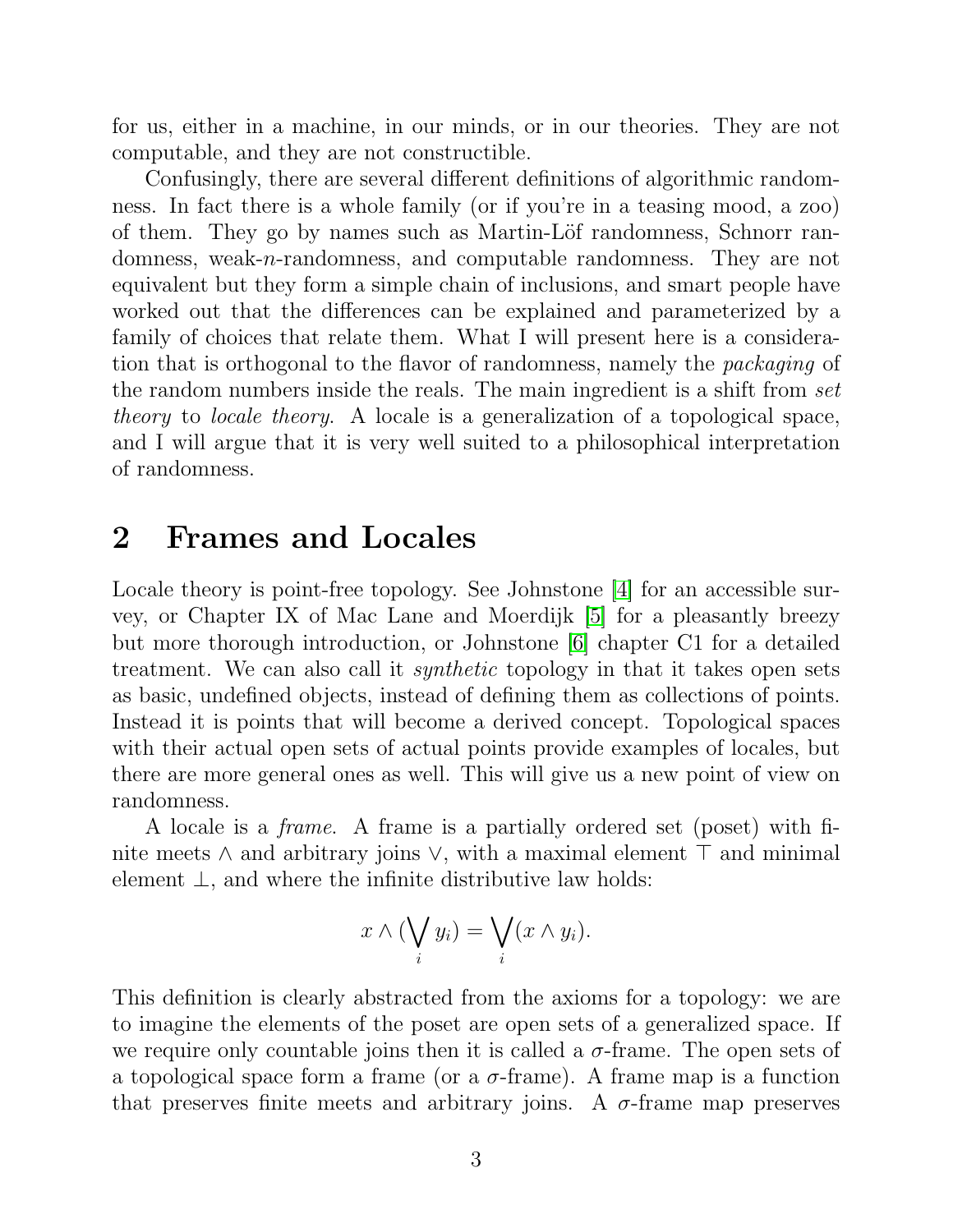for us, either in a machine, in our minds, or in our theories. They are not computable, and they are not constructible.

Confusingly, there are several different definitions of algorithmic randomness. In fact there is a whole family (or if you're in a teasing mood, a zoo) of them. They go by names such as Martin-Löf randomness, Schnorr randomness, weak-$n$-randomness, and computable randomness. They are not equivalent but they form a simple chain of inclusions, and smart people have worked out that the differences can be explained and parameterized by a family of choices that relate them. What I will present here is a consideration that is orthogonal to the flavor of randomness, namely the *packaging* of the random numbers inside the reals. The main ingredient is a shift from *set theory* to *locale theory*. A locale is a generalization of a topological space, and I will argue that it is very well suited to a philosophical interpretation of randomness.

## 2 Frames and Locales

Locale theory is point-free topology. See Johnstone [4] for an accessible survey, or Chapter IX of Mac Lane and Moerdijk [5] for a pleasantly breezy but more thorough introduction, or Johnstone [6] chapter C1 for a detailed treatment. We can also call it *synthetic* topology in that it takes open sets as basic, undefined objects, instead of defining them as collections of points. Instead it is points that will become a derived concept. Topological spaces with their actual open sets of actual points provide examples of locales, but there are more general ones as well. This will give us a new point of view on randomness.

A locale is a *frame*. A frame is a partially ordered set (poset) with finite meets $\wedge$ and arbitrary joins $\vee$, with a maximal element $\top$ and minimal element $\bot$, and where the infinite distributive law holds:

$$x \wedge (\bigvee_i y_i) = \bigvee_i (x \wedge y_i).$$

This definition is clearly abstracted from the axioms for a topology: we are to imagine the elements of the poset are open sets of a generalized space. If we require only countable joins then it is called a $\sigma$-frame. The open sets of a topological space form a frame (or a $\sigma$-frame). A frame map is a function that preserves finite meets and arbitrary joins. A $\sigma$-frame map preserves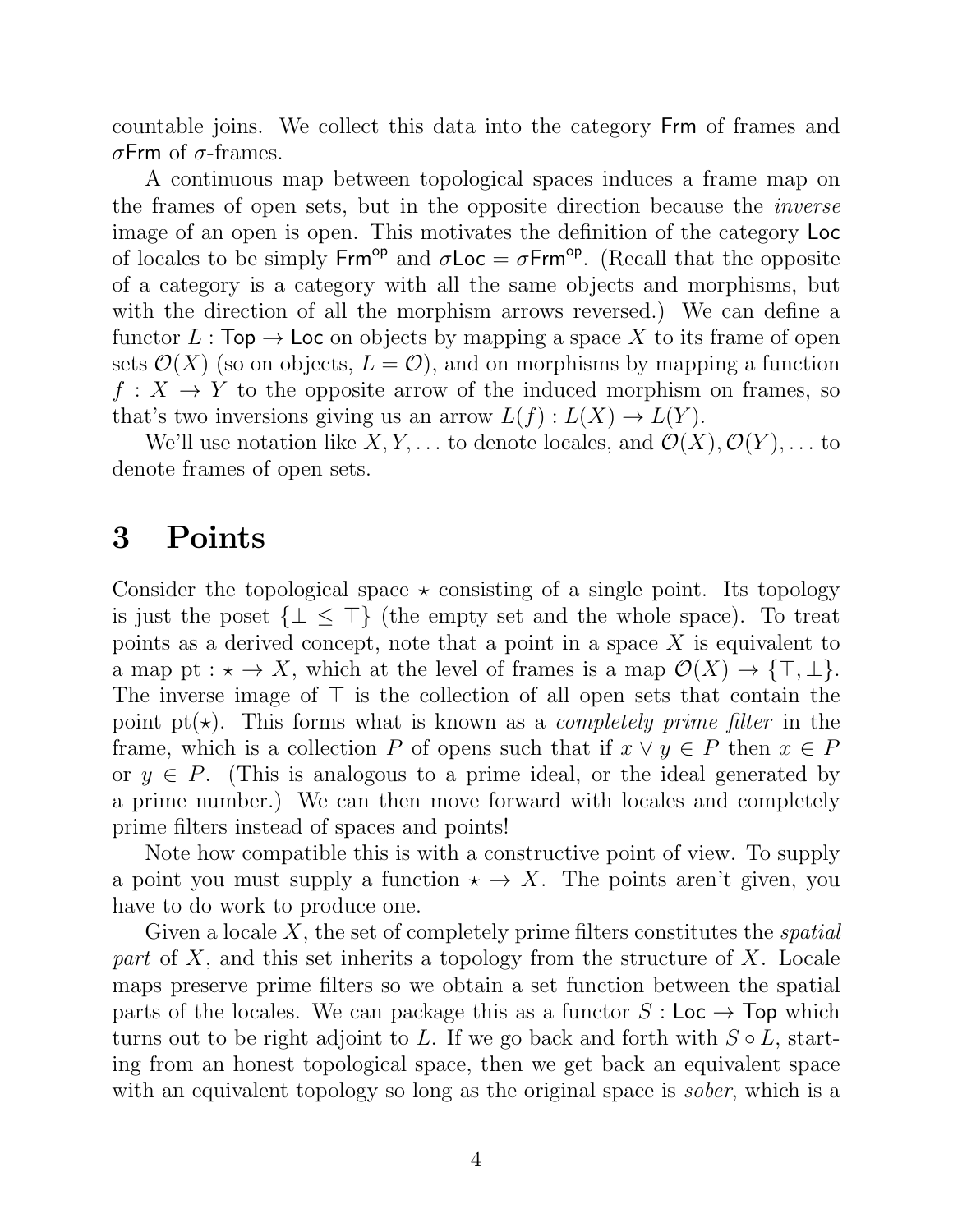countable joins. We collect this data into the category $\mathsf{Frm}$ of frames and $\sigma\mathsf{Frm}$ of $\sigma$-frames.

A continuous map between topological spaces induces a frame map on the frames of open sets, but in the opposite direction because the *inverse* image of an open is open. This motivates the definition of the category $\mathsf{Loc}$ of locales to be simply $\mathsf{Frm}^{\mathsf{op}}$ and $\sigma\mathsf{Loc} = \sigma\mathsf{Frm}^{\mathsf{op}}$. (Recall that the opposite of a category is a category with all the same objects and morphisms, but with the direction of all the morphism arrows reversed.) We can define a functor $L : \mathsf{Top} \to \mathsf{Loc}$ on objects by mapping a space $X$ to its frame of open sets $\mathcal{O}(X)$ (so on objects, $L = \mathcal{O}$), and on morphisms by mapping a function $f : X \to Y$ to the opposite arrow of the induced morphism on frames, so that's two inversions giving us an arrow $L(f) : L(X) \to L(Y)$.

We'll use notation like $X, Y, \ldots$ to denote locales, and $\mathcal{O}(X), \mathcal{O}(Y), \ldots$ to denote frames of open sets.

# 3 Points

Consider the topological space $\star$ consisting of a single point. Its topology is just the poset $\{\bot \leq \top\}$ (the empty set and the whole space). To treat points as a derived concept, note that a point in a space $X$ is equivalent to a map $\mathrm{pt} : \star \to X$, which at the level of frames is a map $\mathcal{O}(X) \to \{\top, \bot\}$. The inverse image of $\top$ is the collection of all open sets that contain the point $\mathrm{pt}(\star)$. This forms what is known as a *completely prime filter* in the frame, which is a collection $P$ of opens such that if $x \vee y \in P$ then $x \in P$ or $y \in P$. (This is analogous to a prime ideal, or the ideal generated by a prime number.) We can then move forward with locales and completely prime filters instead of spaces and points!

Note how compatible this is with a constructive point of view. To supply a point you must supply a function $\star \to X$. The points aren't given, you have to do work to produce one.

Given a locale $X$, the set of completely prime filters constitutes the *spatial part* of $X$, and this set inherits a topology from the structure of $X$. Locale maps preserve prime filters so we obtain a set function between the spatial parts of the locales. We can package this as a functor $S : \mathsf{Loc} \to \mathsf{Top}$ which turns out to be right adjoint to $L$. If we go back and forth with $S \circ L$, starting from an honest topological space, then we get back an equivalent space with an equivalent topology so long as the original space is *sober*, which is a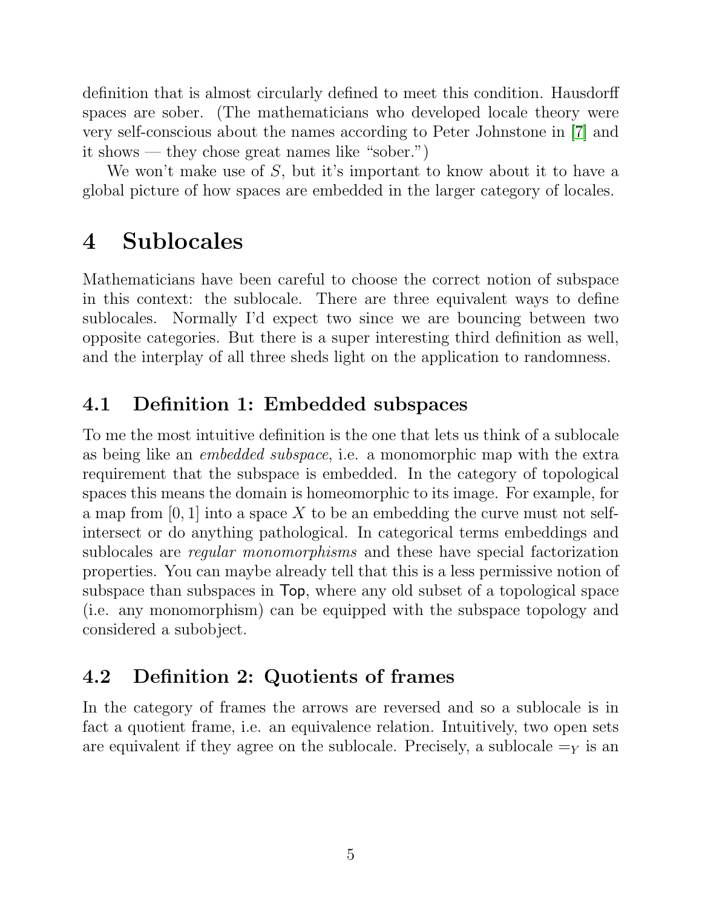definition that is almost circularly defined to meet this condition. Hausdorff spaces are sober. (The mathematicians who developed locale theory were very self-conscious about the names according to Peter Johnstone in [7] and it shows — they chose great names like "sober.")

We won't make use of $S$, but it's important to know about it to have a global picture of how spaces are embedded in the larger category of locales.

# 4 Sublocales

Mathematicians have been careful to choose the correct notion of subspace in this context: the sublocale. There are three equivalent ways to define sublocales. Normally I'd expect two since we are bouncing between two opposite categories. But there is a super interesting third definition as well, and the interplay of all three sheds light on the application to randomness.

## 4.1 Definition 1: Embedded subspaces

To me the most intuitive definition is the one that lets us think of a sublocale as being like an *embedded subspace*, i.e. a monomorphic map with the extra requirement that the subspace is embedded. In the category of topological spaces this means the domain is homeomorphic to its image. For example, for a map from $[0, 1]$ into a space $X$ to be an embedding the curve must not self-intersect or do anything pathological. In categorical terms embeddings and sublocales are *regular monomorphisms* and these have special factorization properties. You can maybe already tell that this is a less permissive notion of subspace than subspaces in $\mathsf{Top}$, where any old subset of a topological space (i.e. any monomorphism) can be equipped with the subspace topology and considered a subobject.

## 4.2 Definition 2: Quotients of frames

In the category of frames the arrows are reversed and so a sublocale is in fact a quotient frame, i.e. an equivalence relation. Intuitively, two open sets are equivalent if they agree on the sublocale. Precisely, a sublocale $=_Y$ is an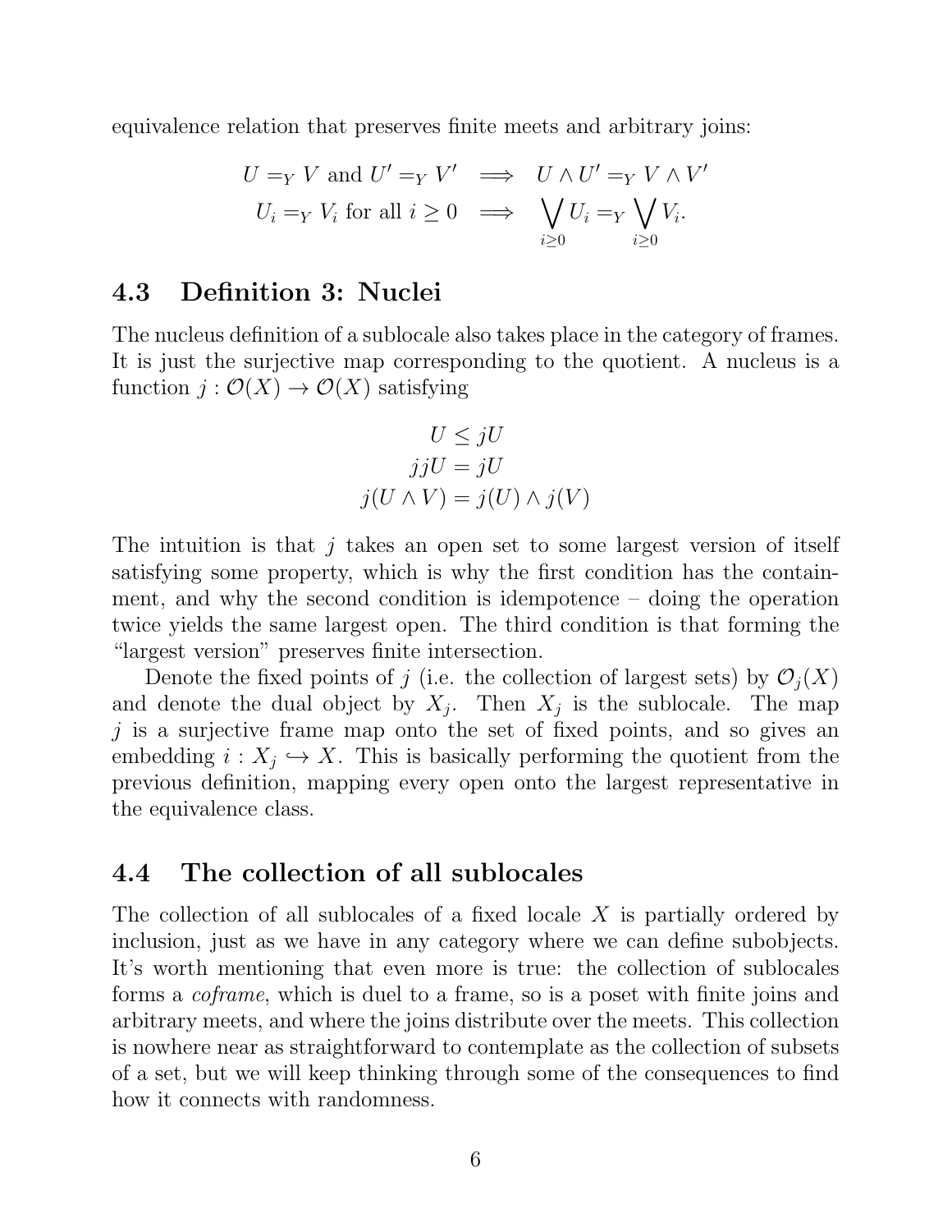equivalence relation that preserves finite meets and arbitrary joins:

$$U =_Y V \text{ and } U' =_Y V' \implies U \wedge U' =_Y V \wedge V'$$
$$U_i =_Y V_i \text{ for all } i \geq 0 \implies \bigvee_{i \geq 0} U_i =_Y \bigvee_{i \geq 0} V_i.$$

## 4.3 Definition 3: Nuclei

The nucleus definition of a sublocale also takes place in the category of frames. It is just the surjective map corresponding to the quotient. A nucleus is a function $j : \mathcal{O}(X) \to \mathcal{O}(X)$ satisfying

$$U \leq jU$$
$$jjU = jU$$
$$j(U \wedge V) = j(U) \wedge j(V)$$

The intuition is that $j$ takes an open set to some largest version of itself satisfying some property, which is why the first condition has the containment, and why the second condition is idempotence – doing the operation twice yields the same largest open. The third condition is that forming the "largest version" preserves finite intersection.

Denote the fixed points of $j$ (i.e. the collection of largest sets) by $\mathcal{O}_j(X)$ and denote the dual object by $X_j$. Then $X_j$ is the sublocale. The map $j$ is a surjective frame map onto the set of fixed points, and so gives an embedding $i : X_j \hookrightarrow X$. This is basically performing the quotient from the previous definition, mapping every open onto the largest representative in the equivalence class.

## 4.4 The collection of all sublocales

The collection of all sublocales of a fixed locale $X$ is partially ordered by inclusion, just as we have in any category where we can define subobjects. It's worth mentioning that even more is true: the collection of sublocales forms a *coframe*, which is duel to a frame, so is a poset with finite joins and arbitrary meets, and where the joins distribute over the meets. This collection is nowhere near as straightforward to contemplate as the collection of subsets of a set, but we will keep thinking through some of the consequences to find how it connects with randomness.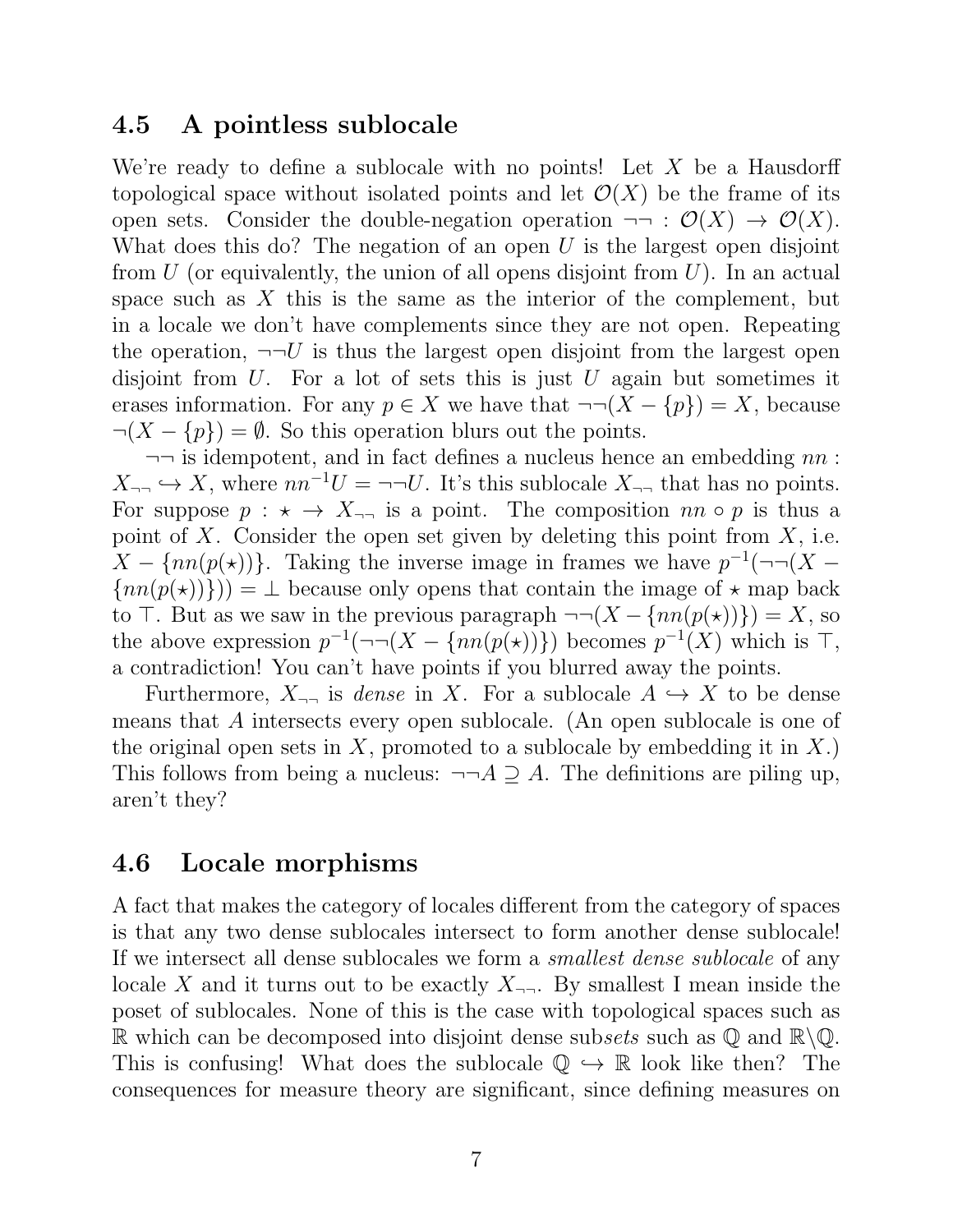## 4.5 A pointless sublocale

We're ready to define a sublocale with no points! Let $X$ be a Hausdorff topological space without isolated points and let $\mathcal{O}(X)$ be the frame of its open sets. Consider the double-negation operation $\neg\neg : \mathcal{O}(X) \to \mathcal{O}(X)$. What does this do? The negation of an open $U$ is the largest open disjoint from $U$ (or equivalently, the union of all opens disjoint from $U$). In an actual space such as $X$ this is the same as the interior of the complement, but in a locale we don't have complements since they are not open. Repeating the operation, $\neg\neg U$ is thus the largest open disjoint from the largest open disjoint from $U$. For a lot of sets this is just $U$ again but sometimes it erases information. For any $p \in X$ we have that $\neg\neg(X - \{p\}) = X$, because $\neg(X - \{p\}) = \emptyset$. So this operation blurs out the points.

$\neg\neg$ is idempotent, and in fact defines a nucleus hence an embedding $nn : X_{\neg\neg} \hookrightarrow X$, where $nn^{-1}U = \neg\neg U$. It's this sublocale $X_{\neg\neg}$ that has no points. For suppose $p : \star \to X_{\neg\neg}$ is a point. The composition $nn \circ p$ is thus a point of $X$. Consider the open set given by deleting this point from $X$, i.e. $X - \{nn(p(\star))\}$. Taking the inverse image in frames we have $p^{-1}(\neg\neg(X - \{nn(p(\star))\})) = \bot$ because only opens that contain the image of $\star$ map back to $\top$. But as we saw in the previous paragraph $\neg\neg(X - \{nn(p(\star))\}) = X$, so the above expression $p^{-1}(\neg\neg(X - \{nn(p(\star))\})$ becomes $p^{-1}(X)$ which is $\top$, a contradiction! You can't have points if you blurred away the points.

Furthermore, $X_{\neg\neg}$ is *dense* in $X$. For a sublocale $A \hookrightarrow X$ to be dense means that $A$ intersects every open sublocale. (An open sublocale is one of the original open sets in $X$, promoted to a sublocale by embedding it in $X$.) This follows from being a nucleus: $\neg\neg A \supseteq A$. The definitions are piling up, aren't they?

## 4.6 Locale morphisms

A fact that makes the category of locales different from the category of spaces is that any two dense sublocales intersect to form another dense sublocale! If we intersect all dense sublocales we form a *smallest dense sublocale* of any locale $X$ and it turns out to be exactly $X_{\neg\neg}$. By smallest I mean inside the poset of sublocales. None of this is the case with topological spaces such as $\mathbb{R}$ which can be decomposed into disjoint dense sub*sets* such as $\mathbb{Q}$ and $\mathbb{R}\backslash\mathbb{Q}$. This is confusing! What does the sublocale $\mathbb{Q} \hookrightarrow \mathbb{R}$ look like then? The consequences for measure theory are significant, since defining measures on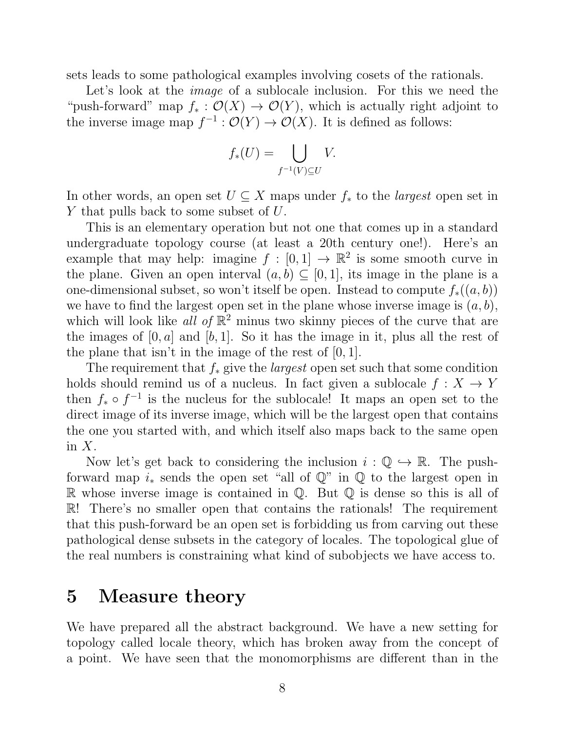sets leads to some pathological examples involving cosets of the rationals.

Let's look at the *image* of a sublocale inclusion. For this we need the "push-forward" map $f_* : \mathcal{O}(X) \to \mathcal{O}(Y)$, which is actually right adjoint to the inverse image map $f^{-1} : \mathcal{O}(Y) \to \mathcal{O}(X)$. It is defined as follows:

$$f_*(U) = \bigcup_{f^{-1}(V) \subseteq U} V.$$

In other words, an open set $U \subseteq X$ maps under $f_*$ to the *largest* open set in $Y$ that pulls back to some subset of $U$.

This is an elementary operation but not one that comes up in a standard undergraduate topology course (at least a 20th century one!). Here's an example that may help: imagine $f : [0, 1] \to \mathbb{R}^2$ is some smooth curve in the plane. Given an open interval $(a, b) \subseteq [0, 1]$, its image in the plane is a one-dimensional subset, so won't itself be open. Instead to compute $f_*((a, b))$ we have to find the largest open set in the plane whose inverse image is $(a, b)$, which will look like *all of* $\mathbb{R}^2$ minus two skinny pieces of the curve that are the images of $[0, a]$ and $[b, 1]$. So it has the image in it, plus all the rest of the plane that isn't in the image of the rest of $[0, 1]$.

The requirement that $f_*$ give the *largest* open set such that some condition holds should remind us of a nucleus. In fact given a sublocale $f : X \to Y$ then $f_* \circ f^{-1}$ is the nucleus for the sublocale! It maps an open set to the direct image of its inverse image, which will be the largest open that contains the one you started with, and which itself also maps back to the same open in $X$.

Now let's get back to considering the inclusion $i : \mathbb{Q} \hookrightarrow \mathbb{R}$. The push-forward map $i_*$ sends the open set "all of $\mathbb{Q}$" in $\mathbb{Q}$ to the largest open in $\mathbb{R}$ whose inverse image is contained in $\mathbb{Q}$. But $\mathbb{Q}$ is dense so this is all of $\mathbb{R}$! There's no smaller open that contains the rationals! The requirement that this push-forward be an open set is forbidding us from carving out these pathological dense subsets in the category of locales. The topological glue of the real numbers is constraining what kind of subobjects we have access to.

# 5 Measure theory

We have prepared all the abstract background. We have a new setting for topology called locale theory, which has broken away from the concept of a point. We have seen that the monomorphisms are different than in the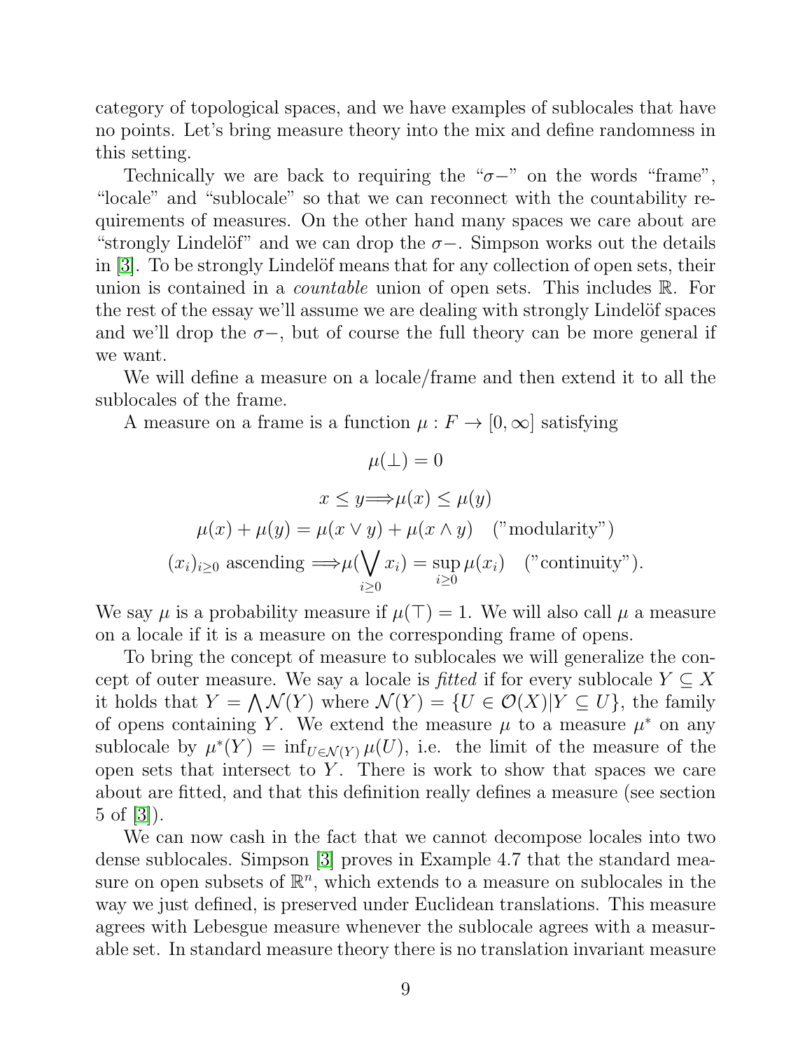category of topological spaces, and we have examples of sublocales that have no points. Let's bring measure theory into the mix and define randomness in this setting.

Technically we are back to requiring the "$\sigma-$" on the words "frame", "locale" and "sublocale" so that we can reconnect with the countability requirements of measures. On the other hand many spaces we care about are "strongly Lindelöf" and we can drop the $\sigma-$. Simpson works out the details in [3]. To be strongly Lindelöf means that for any collection of open sets, their union is contained in a *countable* union of open sets. This includes $\mathbb{R}$. For the rest of the essay we'll assume we are dealing with strongly Lindelöf spaces and we'll drop the $\sigma-$, but of course the full theory can be more general if we want.

We will define a measure on a locale/frame and then extend it to all the sublocales of the frame.

A measure on a frame is a function $\mu : F \to [0, \infty]$ satisfying

$$\mu(\bot) = 0$$

$$x \leq y \Longrightarrow \mu(x) \leq \mu(y)$$

$$\mu(x) + \mu(y) = \mu(x \vee y) + \mu(x \wedge y) \quad (\text{"modularity"})$$

$$(x_i)_{i \geq 0} \text{ ascending } \Longrightarrow \mu(\bigvee_{i \geq 0} x_i) = \sup_{i \geq 0} \mu(x_i) \quad (\text{"continuity"}).$$

We say $\mu$ is a probability measure if $\mu(\top) = 1$. We will also call $\mu$ a measure on a locale if it is a measure on the corresponding frame of opens.

To bring the concept of measure to sublocales we will generalize the concept of outer measure. We say a locale is *fitted* if for every sublocale $Y \subseteq X$ it holds that $Y = \bigwedge \mathcal{N}(Y)$ where $\mathcal{N}(Y) = \{U \in \mathcal{O}(X) | Y \subseteq U\}$, the family of opens containing $Y$. We extend the measure $\mu$ to a measure $\mu^*$ on any sublocale by $\mu^*(Y) = \inf_{U \in \mathcal{N}(Y)} \mu(U)$, i.e. the limit of the measure of the open sets that intersect to $Y$. There is work to show that spaces we care about are fitted, and that this definition really defines a measure (see section 5 of [3]).

We can now cash in the fact that we cannot decompose locales into two dense sublocales. Simpson [3] proves in Example 4.7 that the standard measure on open subsets of $\mathbb{R}^n$, which extends to a measure on sublocales in the way we just defined, is preserved under Euclidean translations. This measure agrees with Lebesgue measure whenever the sublocale agrees with a measurable set. In standard measure theory there is no translation invariant measure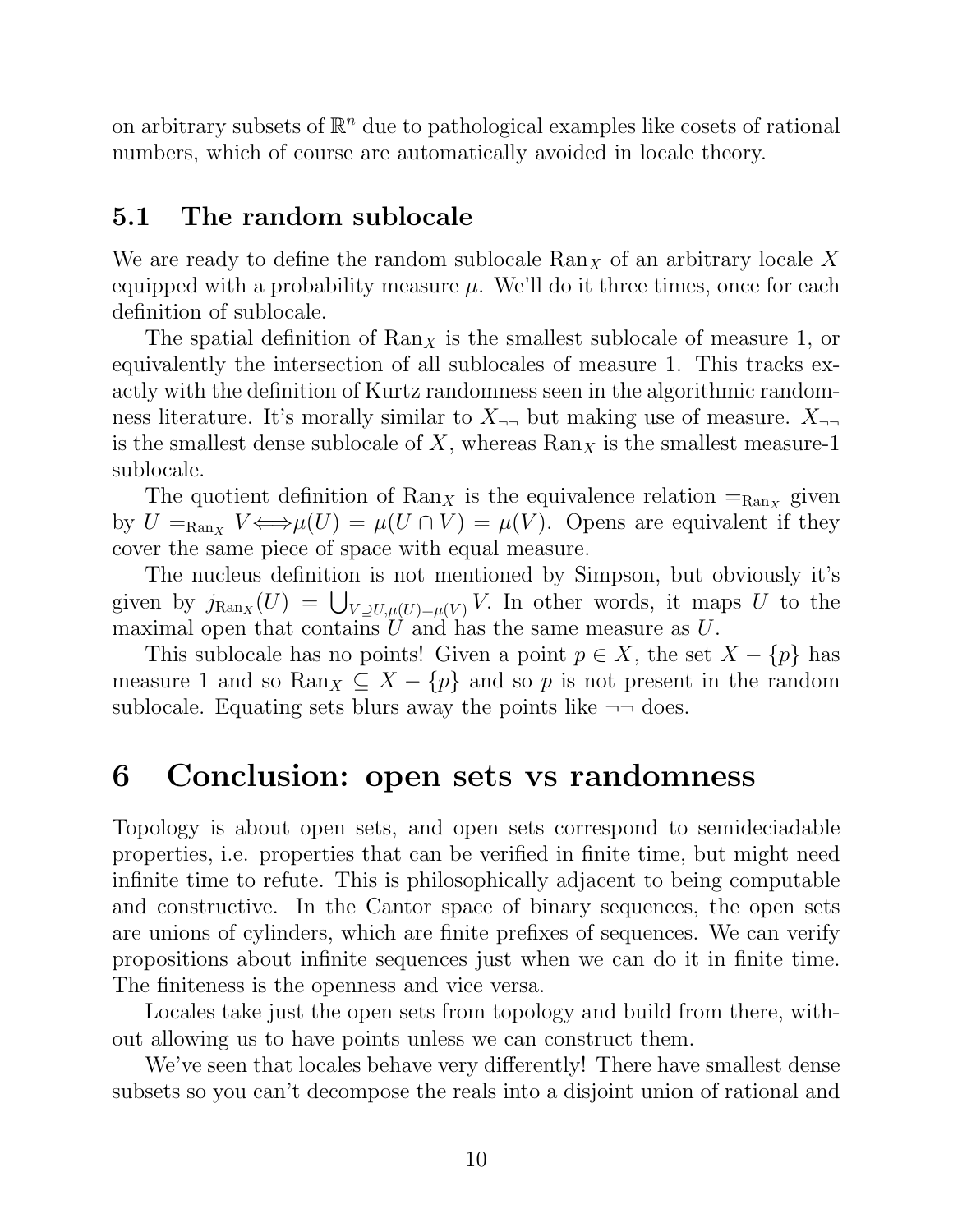on arbitrary subsets of $\mathbb{R}^n$ due to pathological examples like cosets of rational numbers, which of course are automatically avoided in locale theory.

## 5.1 The random sublocale

We are ready to define the random sublocale $\mathrm{Ran}_X$ of an arbitrary locale $X$ equipped with a probability measure $\mu$. We'll do it three times, once for each definition of sublocale.

The spatial definition of $\mathrm{Ran}_X$ is the smallest sublocale of measure 1, or equivalently the intersection of all sublocales of measure 1. This tracks exactly with the definition of Kurtz randomness seen in the algorithmic randomness literature. It's morally similar to $X_{\neg\neg}$ but making use of measure. $X_{\neg\neg}$ is the smallest dense sublocale of $X$, whereas $\mathrm{Ran}_X$ is the smallest measure-1 sublocale.

The quotient definition of $\mathrm{Ran}_X$ is the equivalence relation $=_{\mathrm{Ran}_X}$ given by $U =_{\mathrm{Ran}_X} V \Longleftrightarrow \mu(U) = \mu(U \cap V) = \mu(V)$. Opens are equivalent if they cover the same piece of space with equal measure.

The nucleus definition is not mentioned by Simpson, but obviously it's given by $j_{\mathrm{Ran}_X}(U) = \bigcup_{V \supseteq U, \mu(U)=\mu(V)} V$. In other words, it maps $U$ to the maximal open that contains $U$ and has the same measure as $U$.

This sublocale has no points! Given a point $p \in X$, the set $X - \{p\}$ has measure 1 and so $\mathrm{Ran}_X \subseteq X - \{p\}$ and so $p$ is not present in the random sublocale. Equating sets blurs away the points like $\neg\neg$ does.

# 6 Conclusion: open sets vs randomness

Topology is about open sets, and open sets correspond to semideciadable properties, i.e. properties that can be verified in finite time, but might need infinite time to refute. This is philosophically adjacent to being computable and constructive. In the Cantor space of binary sequences, the open sets are unions of cylinders, which are finite prefixes of sequences. We can verify propositions about infinite sequences just when we can do it in finite time. The finiteness is the openness and vice versa.

Locales take just the open sets from topology and build from there, without allowing us to have points unless we can construct them.

We've seen that locales behave very differently! There have smallest dense subsets so you can't decompose the reals into a disjoint union of rational and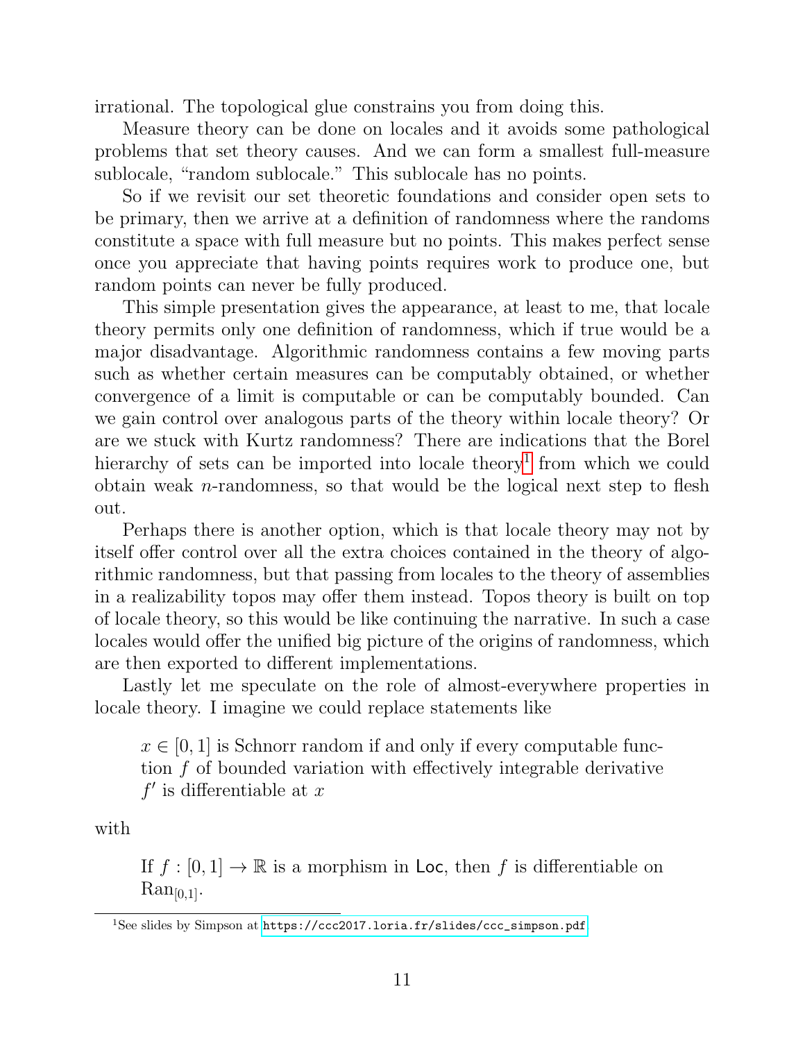irrational. The topological glue constrains you from doing this.

Measure theory can be done on locales and it avoids some pathological problems that set theory causes. And we can form a smallest full-measure sublocale, "random sublocale." This sublocale has no points.

So if we revisit our set theoretic foundations and consider open sets to be primary, then we arrive at a definition of randomness where the randoms constitute a space with full measure but no points. This makes perfect sense once you appreciate that having points requires work to produce one, but random points can never be fully produced.

This simple presentation gives the appearance, at least to me, that locale theory permits only one definition of randomness, which if true would be a major disadvantage. Algorithmic randomness contains a few moving parts such as whether certain measures can be computably obtained, or whether convergence of a limit is computable or can be computably bounded. Can we gain control over analogous parts of the theory within locale theory? Or are we stuck with Kurtz randomness? There are indications that the Borel hierarchy of sets can be imported into locale theory[1] from which we could obtain weak $n$-randomness, so that would be the logical next step to flesh out.

Perhaps there is another option, which is that locale theory may not by itself offer control over all the extra choices contained in the theory of algorithmic randomness, but that passing from locales to the theory of assemblies in a realizability topos may offer them instead. Topos theory is built on top of locale theory, so this would be like continuing the narrative. In such a case locales would offer the unified big picture of the origins of randomness, which are then exported to different implementations.

Lastly let me speculate on the role of almost-everywhere properties in locale theory. I imagine we could replace statements like

> $x \in [0,1]$ is Schnorr random if and only if every computable function $f$ of bounded variation with effectively integrable derivative $f'$ is differentiable at $x$

with

> If $f : [0,1] \to \mathbb{R}$ is a morphism in $\mathsf{Loc}$, then $f$ is differentiable on $\mathrm{Ran}_{[0,1]}$.

[1] See slides by Simpson at https://ccc2017.loria.fr/slides/ccc_simpson.pdf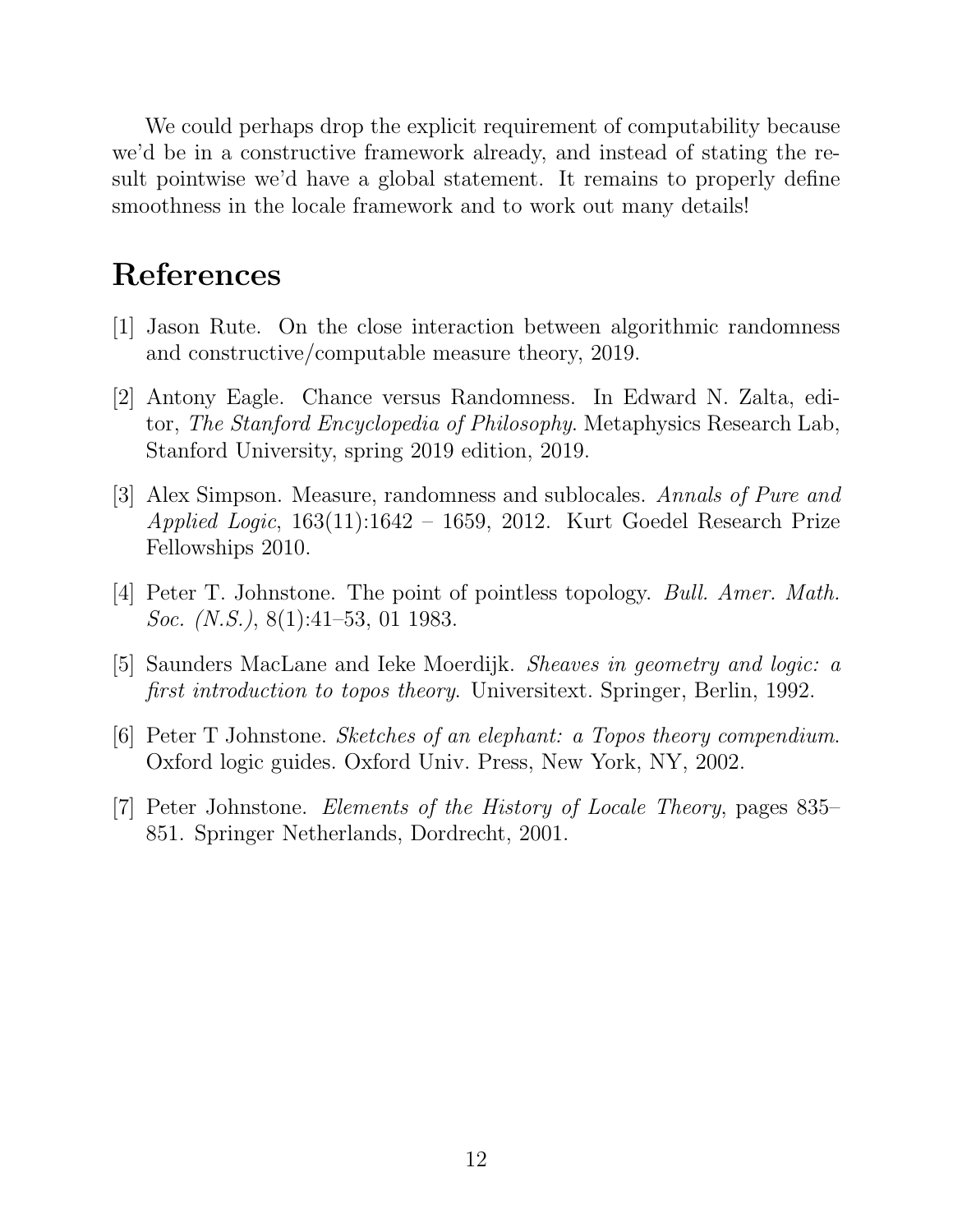We could perhaps drop the explicit requirement of computability because we'd be in a constructive framework already, and instead of stating the result pointwise we'd have a global statement. It remains to properly define smoothness in the locale framework and to work out many details!

# References

[1] Jason Rute. On the close interaction between algorithmic randomness and constructive/computable measure theory, 2019.

[2] Antony Eagle. Chance versus Randomness. In Edward N. Zalta, editor, *The Stanford Encyclopedia of Philosophy*. Metaphysics Research Lab, Stanford University, spring 2019 edition, 2019.

[3] Alex Simpson. Measure, randomness and sublocales. *Annals of Pure and Applied Logic*, 163(11):1642 – 1659, 2012. Kurt Goedel Research Prize Fellowships 2010.

[4] Peter T. Johnstone. The point of pointless topology. *Bull. Amer. Math. Soc. (N.S.)*, 8(1):41–53, 01 1983.

[5] Saunders MacLane and Ieke Moerdijk. *Sheaves in geometry and logic: a first introduction to topos theory*. Universitext. Springer, Berlin, 1992.

[6] Peter T Johnstone. *Sketches of an elephant: a Topos theory compendium*. Oxford logic guides. Oxford Univ. Press, New York, NY, 2002.

[7] Peter Johnstone. *Elements of the History of Locale Theory*, pages 835–851. Springer Netherlands, Dordrecht, 2001.